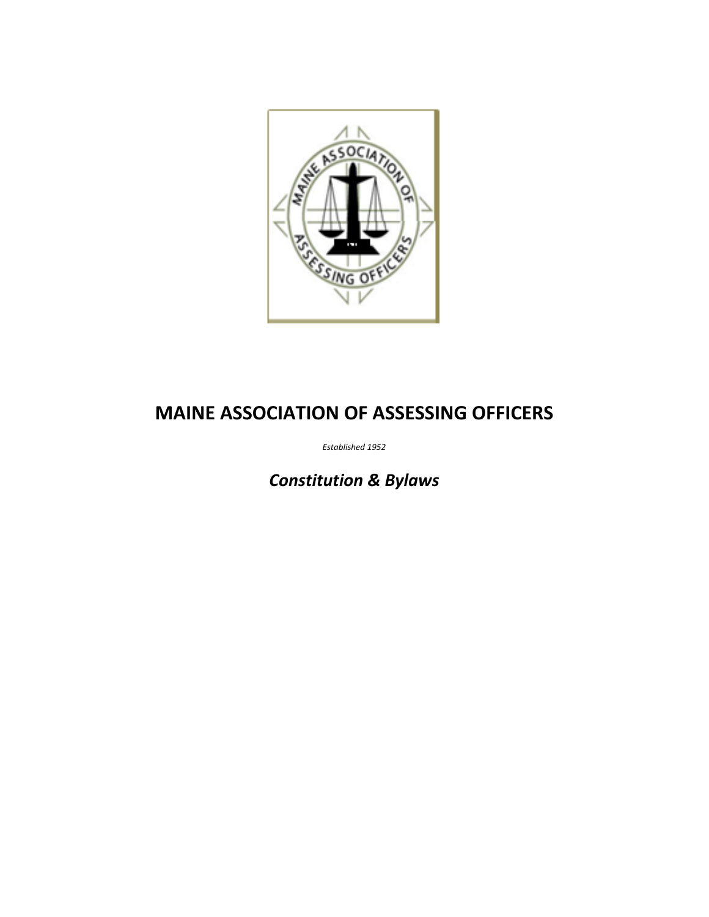# MAINE ASSOCIATION OF ASSESSING OFFICERS

*Established 1952*

## *Constitution & Bylaws*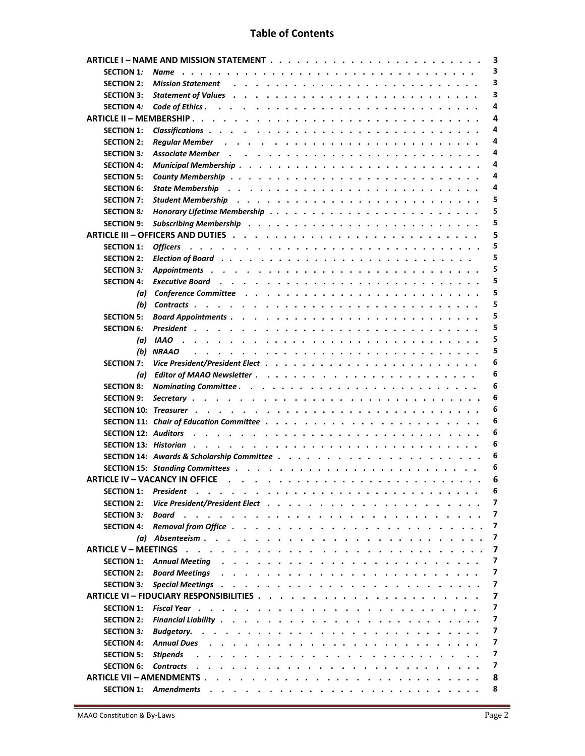# Table of Contents

| | |
|---|---|
| **ARTICLE I – NAME AND MISSION STATEMENT** | **3** |
| **SECTION 1:** ***Name*** | **3** |
| **SECTION 2:** ***Mission Statement*** | **3** |
| **SECTION 3:** ***Statement of Values*** | **3** |
| **SECTION 4:** ***Code of Ethics*** | **4** |
| **ARTICLE II – MEMBERSHIP** | **4** |
| **SECTION 1:** ***Classifications*** | **4** |
| **SECTION 2:** ***Regular Member*** | **4** |
| **SECTION 3:** ***Associate Member*** | **4** |
| **SECTION 4:** ***Municipal Membership*** | **4** |
| **SECTION 5:** ***County Membership*** | **4** |
| **SECTION 6:** ***State Membership*** | **4** |
| **SECTION 7:** ***Student Membership*** | **5** |
| **SECTION 8:** ***Honorary Lifetime Membership*** | **5** |
| **SECTION 9:** ***Subscribing Membership*** | **5** |
| **ARTICLE III – OFFICERS AND DUTIES** | **5** |
| **SECTION 1:** ***Officers*** | **5** |
| **SECTION 2:** ***Election of Board*** | **5** |
| **SECTION 3:** ***Appointments*** | **5** |
| **SECTION 4:** ***Executive Board*** | **5** |
| *(a)* ***Conference Committee*** | **5** |
| *(b)* ***Contracts*** | **5** |
| **SECTION 5:** ***Board Appointments*** | **5** |
| **SECTION 6:** ***President*** | **5** |
| *(a)* ***IAAO*** | **5** |
| *(b)* ***NRAAO*** | **5** |
| **SECTION 7:** ***Vice President/President Elect*** | **6** |
| *(a)* ***Editor of MAAO Newsletter*** | **6** |
| **SECTION 8:** ***Nominating Committee*** | **6** |
| **SECTION 9:** ***Secretary*** | **6** |
| **SECTION 10:** ***Treasurer*** | **6** |
| **SECTION 11:** ***Chair of Education Committee*** | **6** |
| **SECTION 12:** ***Auditors*** | **6** |
| **SECTION 13:** ***Historian*** | **6** |
| **SECTION 14:** ***Awards & Scholarship Committee*** | **6** |
| **SECTION 15:** ***Standing Committees*** | **6** |
| **ARTICLE IV – VACANCY IN OFFICE** | **6** |
| **SECTION 1:** ***President*** | **6** |
| **SECTION 2:** ***Vice President/President Elect*** | **7** |
| **SECTION 3:** ***Board*** | **7** |
| **SECTION 4:** ***Removal from Office*** | **7** |
| *(a)* ***Absenteeism*** | **7** |
| **ARTICLE V – MEETINGS** | **7** |
| **SECTION 1:** ***Annual Meeting*** | **7** |
| **SECTION 2:** ***Board Meetings*** | **7** |
| **SECTION 3:** ***Special Meetings*** | **7** |
| **ARTICLE VI – FIDUCIARY RESPONSIBILITIES** | **7** |
| **SECTION 1:** ***Fiscal Year*** | **7** |
| **SECTION 2:** ***Financial Liability*** | **7** |
| **SECTION 3:** ***Budgetary.*** | **7** |
| **SECTION 4:** ***Annual Dues*** | **7** |
| **SECTION 5:** ***Stipends*** | **7** |
| **SECTION 6:** ***Contracts*** | **7** |
| **ARTICLE VII – AMENDMENTS** | **8** |
| **SECTION 1:** ***Amendments*** | **8** |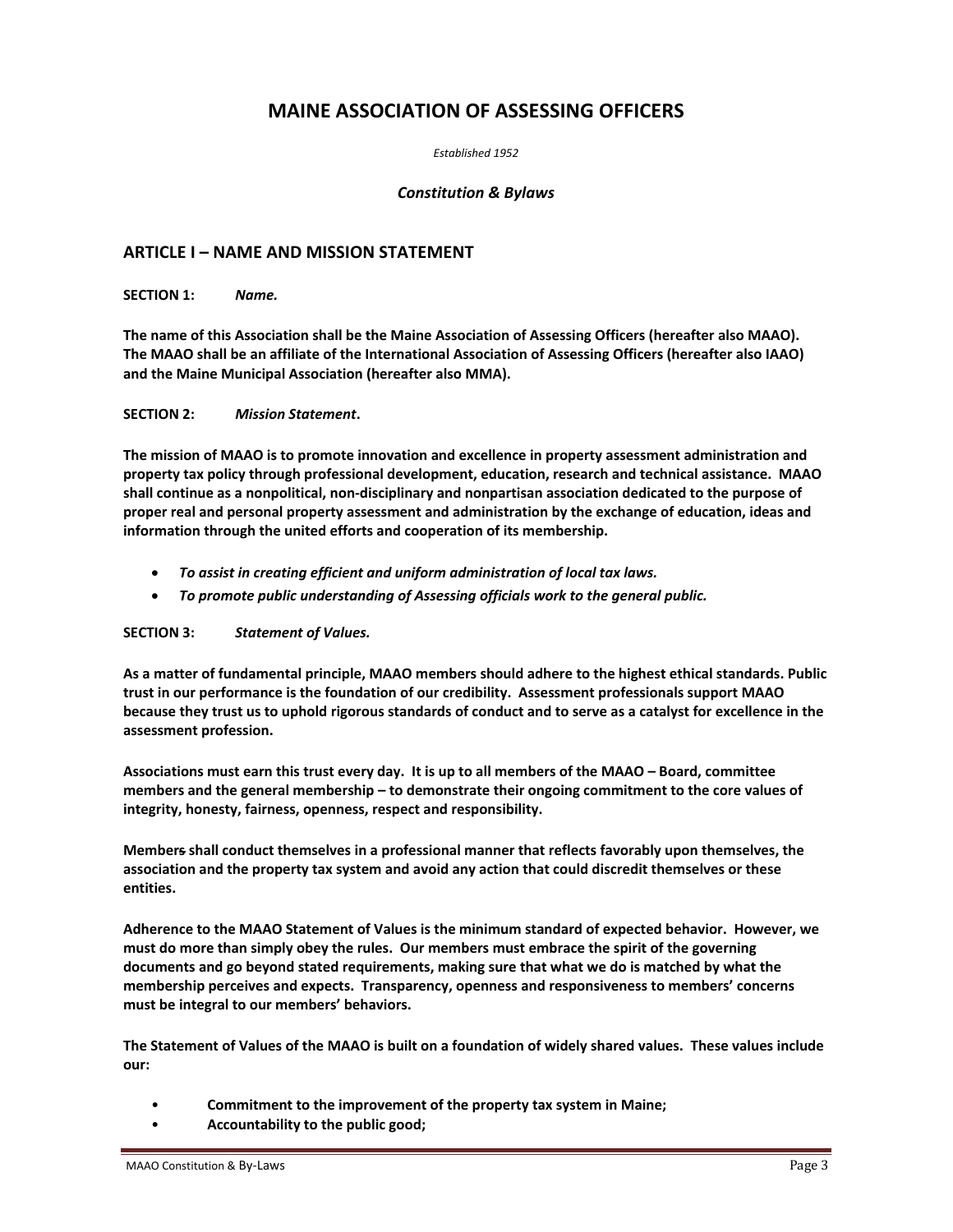# MAINE ASSOCIATION OF ASSESSING OFFICERS

*Established 1952*

***Constitution & Bylaws***

## ARTICLE I – NAME AND MISSION STATEMENT

**SECTION 1:** ***Name.***

**The name of this Association shall be the Maine Association of Assessing Officers (hereafter also MAAO). The MAAO shall be an affiliate of the International Association of Assessing Officers (hereafter also IAAO) and the Maine Municipal Association (hereafter also MMA).**

**SECTION 2:** ***Mission Statement*.**

**The mission of MAAO is to promote innovation and excellence in property assessment administration and property tax policy through professional development, education, research and technical assistance. MAAO shall continue as a nonpolitical, non-disciplinary and nonpartisan association dedicated to the purpose of proper real and personal property assessment and administration by the exchange of education, ideas and information through the united efforts and cooperation of its membership.**

- ***To assist in creating efficient and uniform administration of local tax laws.***
- ***To promote public understanding of Assessing officials work to the general public.***

**SECTION 3:** ***Statement of Values.***

**As a matter of fundamental principle, MAAO members should adhere to the highest ethical standards. Public trust in our performance is the foundation of our credibility. Assessment professionals support MAAO because they trust us to uphold rigorous standards of conduct and to serve as a catalyst for excellence in the assessment profession.**

**Associations must earn this trust every day. It is up to all members of the MAAO – Board, committee members and the general membership – to demonstrate their ongoing commitment to the core values of integrity, honesty, fairness, openness, respect and responsibility.**

**Members shall conduct themselves in a professional manner that reflects favorably upon themselves, the association and the property tax system and avoid any action that could discredit themselves or these entities.**

**Adherence to the MAAO Statement of Values is the minimum standard of expected behavior. However, we must do more than simply obey the rules. Our members must embrace the spirit of the governing documents and go beyond stated requirements, making sure that what we do is matched by what the membership perceives and expects. Transparency, openness and responsiveness to members' concerns must be integral to our members' behaviors.**

**The Statement of Values of the MAAO is built on a foundation of widely shared values. These values include our:**

- **Commitment to the improvement of the property tax system in Maine;**
- **Accountability to the public good;**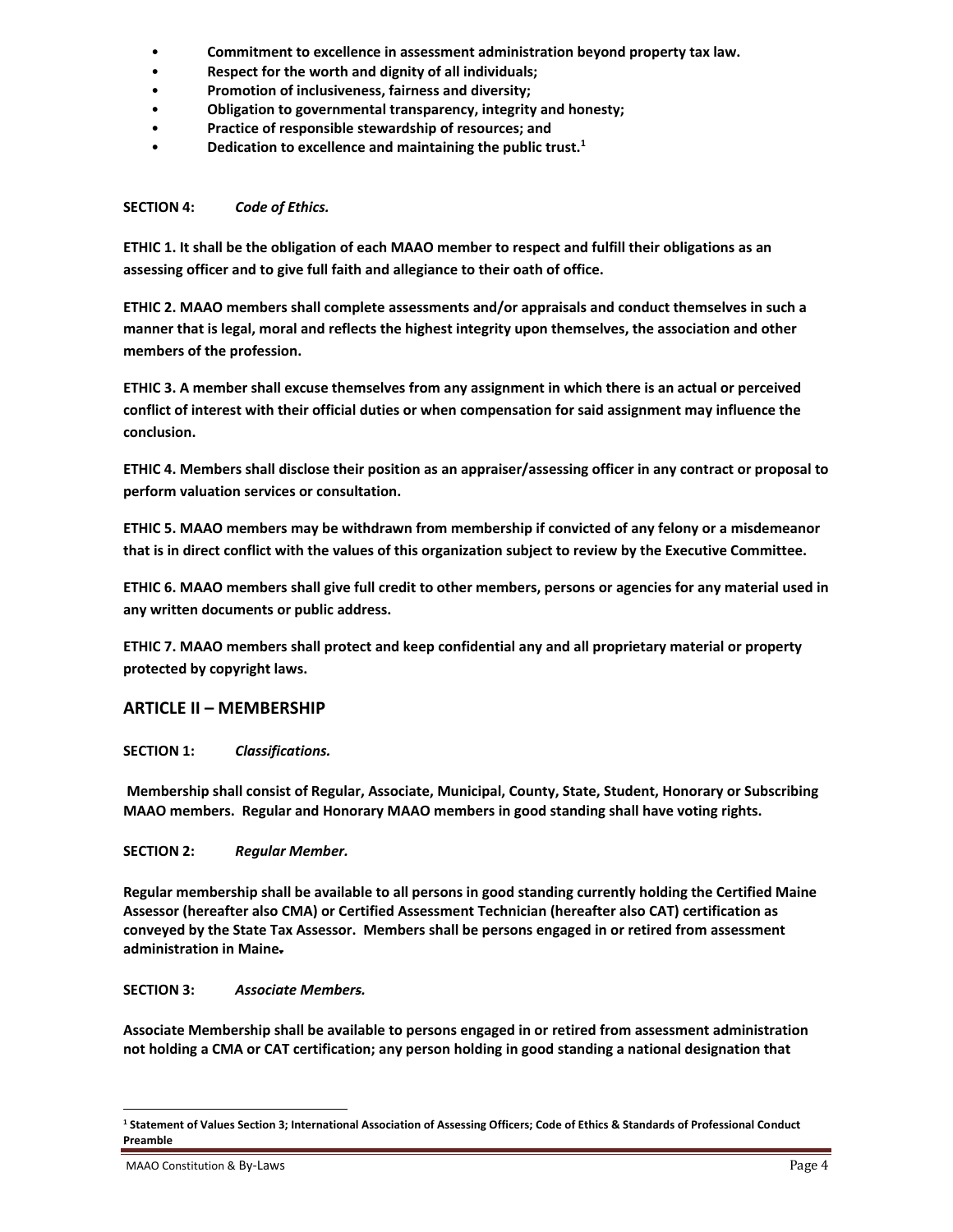- **Commitment to excellence in assessment administration beyond property tax law.**
- **Respect for the worth and dignity of all individuals;**
- **Promotion of inclusiveness, fairness and diversity;**
- **Obligation to governmental transparency, integrity and honesty;**
- **Practice of responsible stewardship of resources; and**
- **Dedication to excellence and maintaining the public trust.[1]**

**SECTION 4:** ***Code of Ethics.***

**ETHIC 1. It shall be the obligation of each MAAO member to respect and fulfill their obligations as an assessing officer and to give full faith and allegiance to their oath of office.**

**ETHIC 2. MAAO members shall complete assessments and/or appraisals and conduct themselves in such a manner that is legal, moral and reflects the highest integrity upon themselves, the association and other members of the profession.**

**ETHIC 3. A member shall excuse themselves from any assignment in which there is an actual or perceived conflict of interest with their official duties or when compensation for said assignment may influence the conclusion.**

**ETHIC 4. Members shall disclose their position as an appraiser/assessing officer in any contract or proposal to perform valuation services or consultation.**

**ETHIC 5. MAAO members may be withdrawn from membership if convicted of any felony or a misdemeanor that is in direct conflict with the values of this organization subject to review by the Executive Committee.**

**ETHIC 6. MAAO members shall give full credit to other members, persons or agencies for any material used in any written documents or public address.**

**ETHIC 7. MAAO members shall protect and keep confidential any and all proprietary material or property protected by copyright laws.**

## ARTICLE II – MEMBERSHIP

**SECTION 1:** ***Classifications.***

**Membership shall consist of Regular, Associate, Municipal, County, State, Student, Honorary or Subscribing MAAO members. Regular and Honorary MAAO members in good standing shall have voting rights.**

**SECTION 2:** ***Regular Member.***

**Regular membership shall be available to all persons in good standing currently holding the Certified Maine Assessor (hereafter also CMA) or Certified Assessment Technician (hereafter also CAT) certification as conveyed by the State Tax Assessor. Members shall be persons engaged in or retired from assessment administration in Maine.**

**SECTION 3:** ***Associate Members.***

**Associate Membership shall be available to persons engaged in or retired from assessment administration not holding a CMA or CAT certification; any person holding in good standing a national designation that**

---

[1] **Statement of Values Section 3; International Association of Assessing Officers; Code of Ethics & Standards of Professional Conduct Preamble**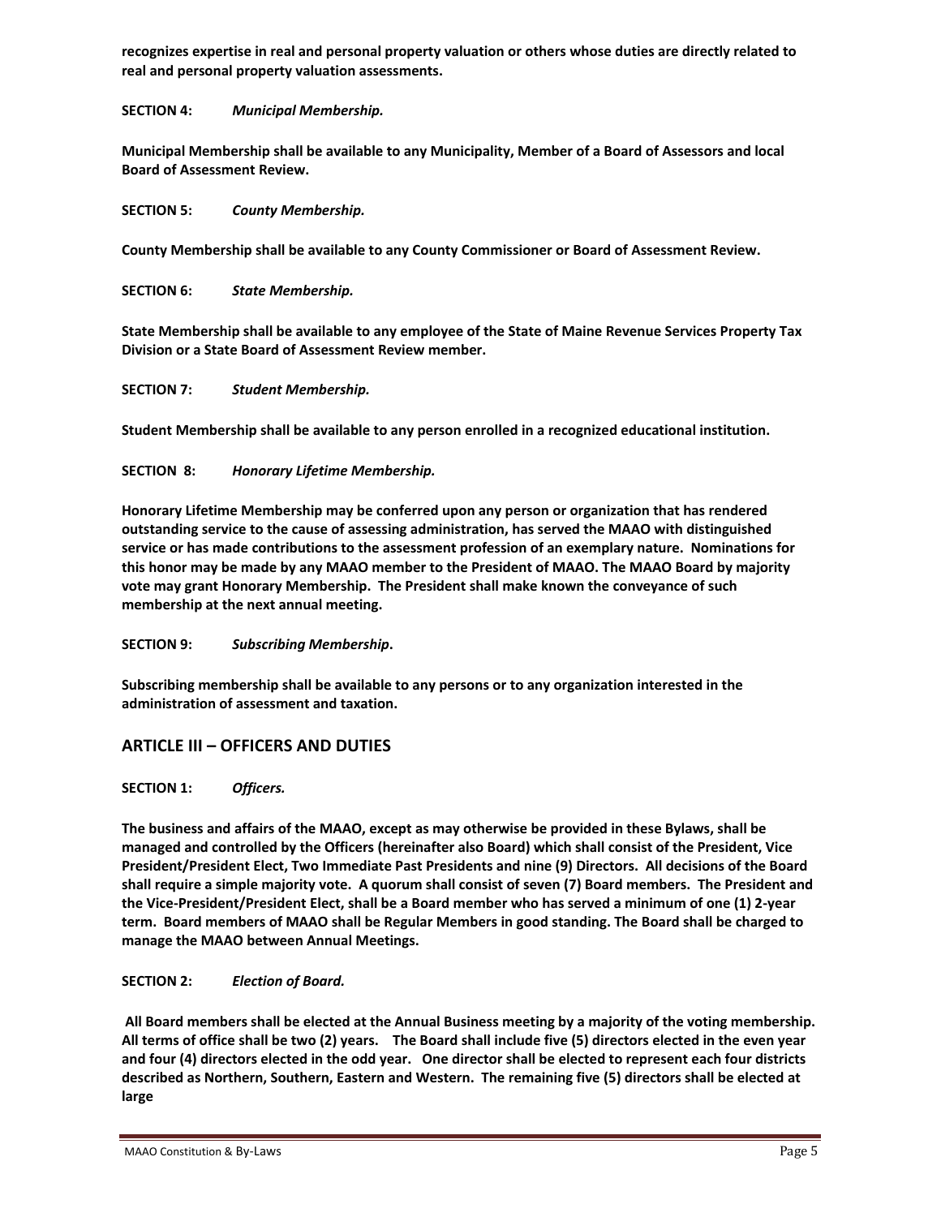**recognizes expertise in real and personal property valuation or others whose duties are directly related to real and personal property valuation assessments.**

**SECTION 4:** ***Municipal Membership.***

**Municipal Membership shall be available to any Municipality, Member of a Board of Assessors and local Board of Assessment Review.**

**SECTION 5:** ***County Membership.***

**County Membership shall be available to any County Commissioner or Board of Assessment Review.**

**SECTION 6:** ***State Membership.***

**State Membership shall be available to any employee of the State of Maine Revenue Services Property Tax Division or a State Board of Assessment Review member.**

**SECTION 7:** ***Student Membership.***

**Student Membership shall be available to any person enrolled in a recognized educational institution.**

**SECTION 8:** ***Honorary Lifetime Membership.***

**Honorary Lifetime Membership may be conferred upon any person or organization that has rendered outstanding service to the cause of assessing administration, has served the MAAO with distinguished service or has made contributions to the assessment profession of an exemplary nature. Nominations for this honor may be made by any MAAO member to the President of MAAO. The MAAO Board by majority vote may grant Honorary Membership. The President shall make known the conveyance of such membership at the next annual meeting.**

**SECTION 9:** ***Subscribing Membership*.**

**Subscribing membership shall be available to any persons or to any organization interested in the administration of assessment and taxation.**

## ARTICLE III – OFFICERS AND DUTIES

**SECTION 1:** ***Officers.***

**The business and affairs of the MAAO, except as may otherwise be provided in these Bylaws, shall be managed and controlled by the Officers (hereinafter also Board) which shall consist of the President, Vice President/President Elect, Two Immediate Past Presidents and nine (9) Directors. All decisions of the Board shall require a simple majority vote. A quorum shall consist of seven (7) Board members. The President and the Vice-President/President Elect, shall be a Board member who has served a minimum of one (1) 2-year term. Board members of MAAO shall be Regular Members in good standing. The Board shall be charged to manage the MAAO between Annual Meetings.**

**SECTION 2:** ***Election of Board.***

**All Board members shall be elected at the Annual Business meeting by a majority of the voting membership. All terms of office shall be two (2) years. The Board shall include five (5) directors elected in the even year and four (4) directors elected in the odd year. One director shall be elected to represent each four districts described as Northern, Southern, Eastern and Western. The remaining five (5) directors shall be elected at large**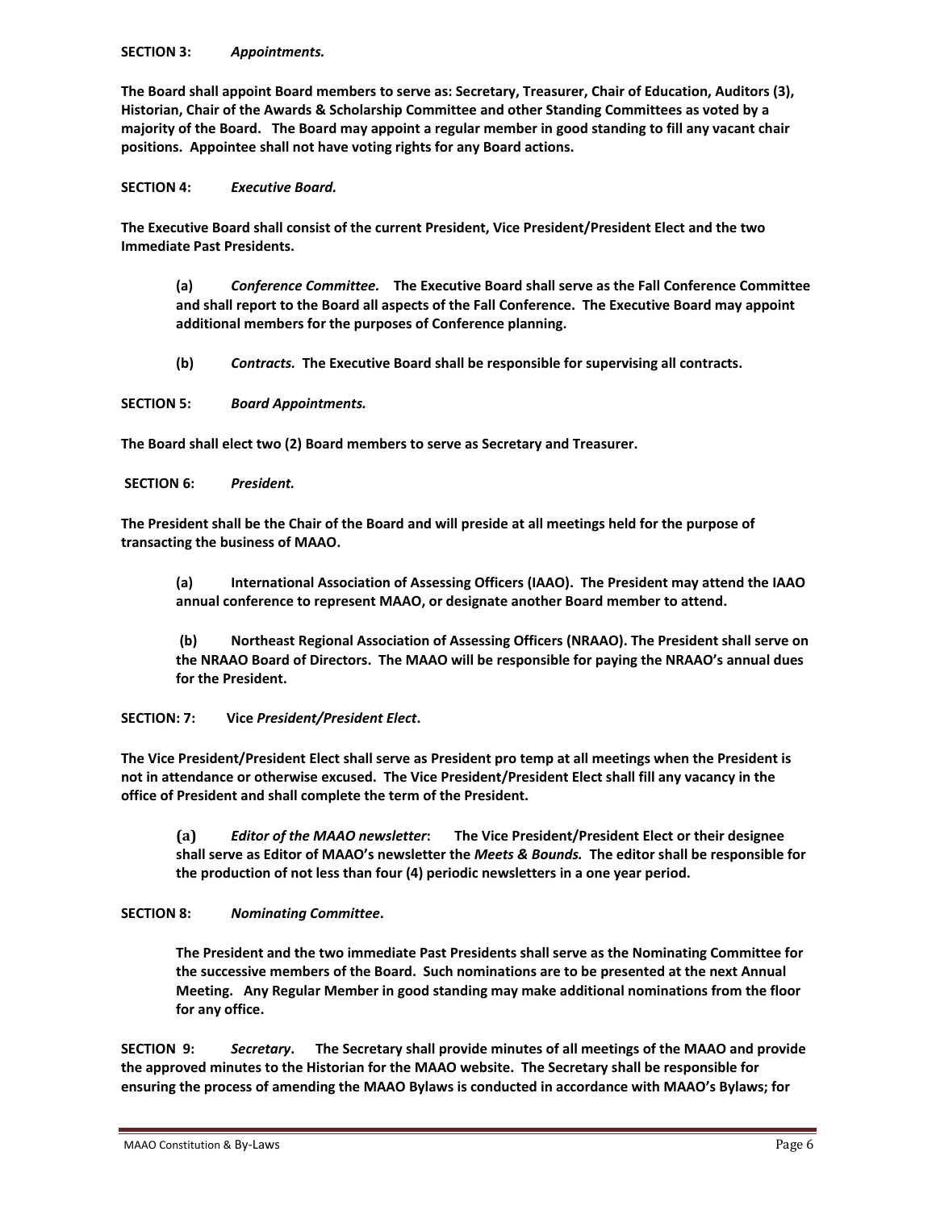**SECTION 3:** ***Appointments.***

**The Board shall appoint Board members to serve as: Secretary, Treasurer, Chair of Education, Auditors (3), Historian, Chair of the Awards & Scholarship Committee and other Standing Committees as voted by a majority of the Board. The Board may appoint a regular member in good standing to fill any vacant chair positions. Appointee shall not have voting rights for any Board actions.**

**SECTION 4:** ***Executive Board.***

**The Executive Board shall consist of the current President, Vice President/President Elect and the two Immediate Past Presidents.**

> **(a)** ***Conference Committee.*** **The Executive Board shall serve as the Fall Conference Committee and shall report to the Board all aspects of the Fall Conference. The Executive Board may appoint additional members for the purposes of Conference planning.**
>
> **(b)** ***Contracts.*** **The Executive Board shall be responsible for supervising all contracts.**

**SECTION 5:** ***Board Appointments.***

**The Board shall elect two (2) Board members to serve as Secretary and Treasurer.**

**SECTION 6:** ***President.***

**The President shall be the Chair of the Board and will preside at all meetings held for the purpose of transacting the business of MAAO.**

> **(a)** **International Association of Assessing Officers (IAAO). The President may attend the IAAO annual conference to represent MAAO, or designate another Board member to attend.**
>
> **(b)** **Northeast Regional Association of Assessing Officers (NRAAO). The President shall serve on the NRAAO Board of Directors. The MAAO will be responsible for paying the NRAAO's annual dues for the President.**

**SECTION: 7:** **Vice *President/President Elect*.**

**The Vice President/President Elect shall serve as President pro temp at all meetings when the President is not in attendance or otherwise excused. The Vice President/President Elect shall fill any vacancy in the office of President and shall complete the term of the President.**

> **(a)** ***Editor of the MAAO newsletter*:** **The Vice President/President Elect or their designee shall serve as Editor of MAAO's newsletter the *Meets & Bounds.* The editor shall be responsible for the production of not less than four (4) periodic newsletters in a one year period.**

**SECTION 8:** ***Nominating Committee*.**

> **The President and the two immediate Past Presidents shall serve as the Nominating Committee for the successive members of the Board. Such nominations are to be presented at the next Annual Meeting. Any Regular Member in good standing may make additional nominations from the floor for any office.**

**SECTION 9:** ***Secretary*.** **The Secretary shall provide minutes of all meetings of the MAAO and provide the approved minutes to the Historian for the MAAO website. The Secretary shall be responsible for ensuring the process of amending the MAAO Bylaws is conducted in accordance with MAAO's Bylaws; for**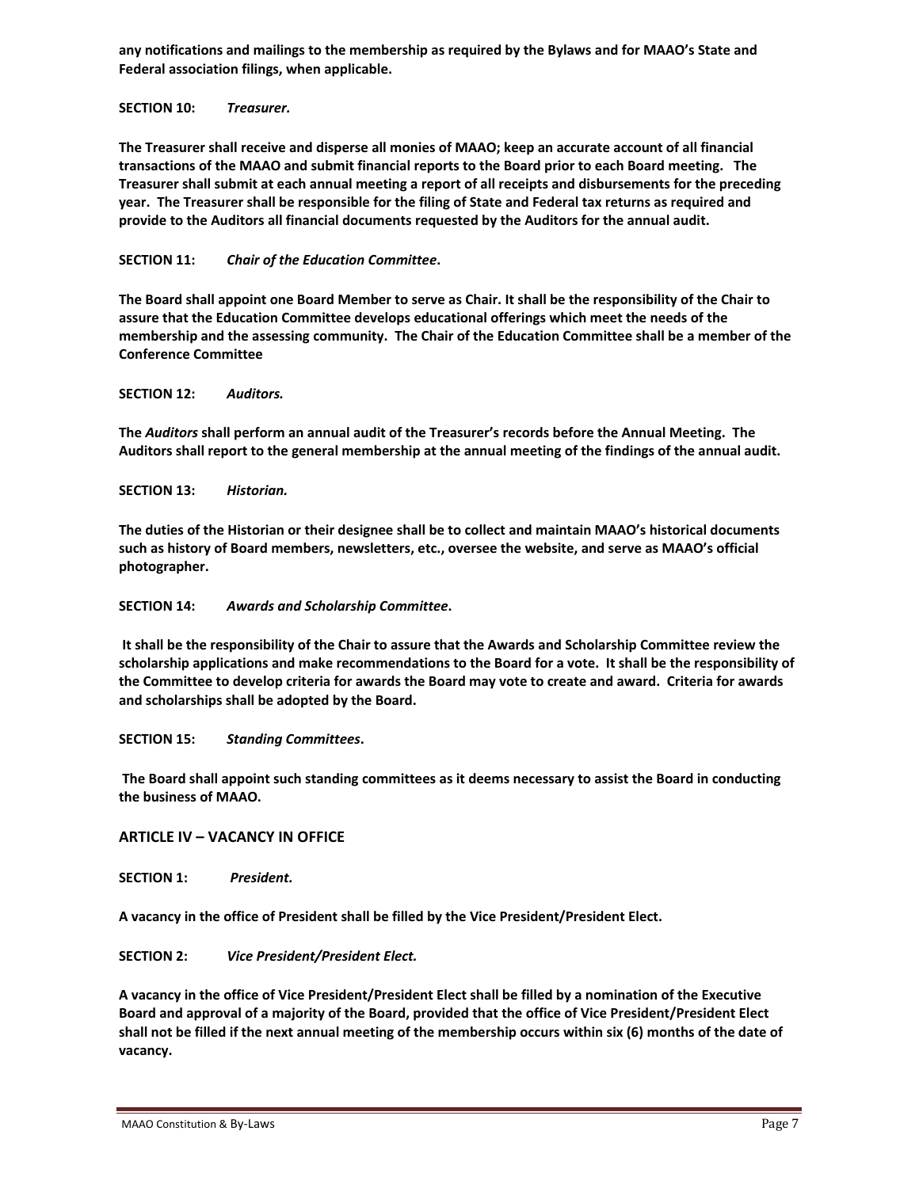**any notifications and mailings to the membership as required by the Bylaws and for MAAO's State and Federal association filings, when applicable.**

**SECTION 10:** ***Treasurer.***

**The Treasurer shall receive and disperse all monies of MAAO; keep an accurate account of all financial transactions of the MAAO and submit financial reports to the Board prior to each Board meeting. The Treasurer shall submit at each annual meeting a report of all receipts and disbursements for the preceding year. The Treasurer shall be responsible for the filing of State and Federal tax returns as required and provide to the Auditors all financial documents requested by the Auditors for the annual audit.**

**SECTION 11:** ***Chair of the Education Committee*.**

**The Board shall appoint one Board Member to serve as Chair. It shall be the responsibility of the Chair to assure that the Education Committee develops educational offerings which meet the needs of the membership and the assessing community. The Chair of the Education Committee shall be a member of the Conference Committee**

**SECTION 12:** ***Auditors.***

**The *Auditors* shall perform an annual audit of the Treasurer's records before the Annual Meeting. The Auditors shall report to the general membership at the annual meeting of the findings of the annual audit.**

**SECTION 13:** ***Historian.***

**The duties of the Historian or their designee shall be to collect and maintain MAAO's historical documents such as history of Board members, newsletters, etc., oversee the website, and serve as MAAO's official photographer.**

**SECTION 14:** ***Awards and Scholarship Committee*.**

**It shall be the responsibility of the Chair to assure that the Awards and Scholarship Committee review the scholarship applications and make recommendations to the Board for a vote. It shall be the responsibility of the Committee to develop criteria for awards the Board may vote to create and award. Criteria for awards and scholarships shall be adopted by the Board.**

**SECTION 15:** ***Standing Committees*.**

**The Board shall appoint such standing committees as it deems necessary to assist the Board in conducting the business of MAAO.**

## ARTICLE IV – VACANCY IN OFFICE

**SECTION 1:** ***President.***

**A vacancy in the office of President shall be filled by the Vice President/President Elect.**

**SECTION 2:** ***Vice President/President Elect.***

**A vacancy in the office of Vice President/President Elect shall be filled by a nomination of the Executive Board and approval of a majority of the Board, provided that the office of Vice President/President Elect shall not be filled if the next annual meeting of the membership occurs within six (6) months of the date of vacancy.**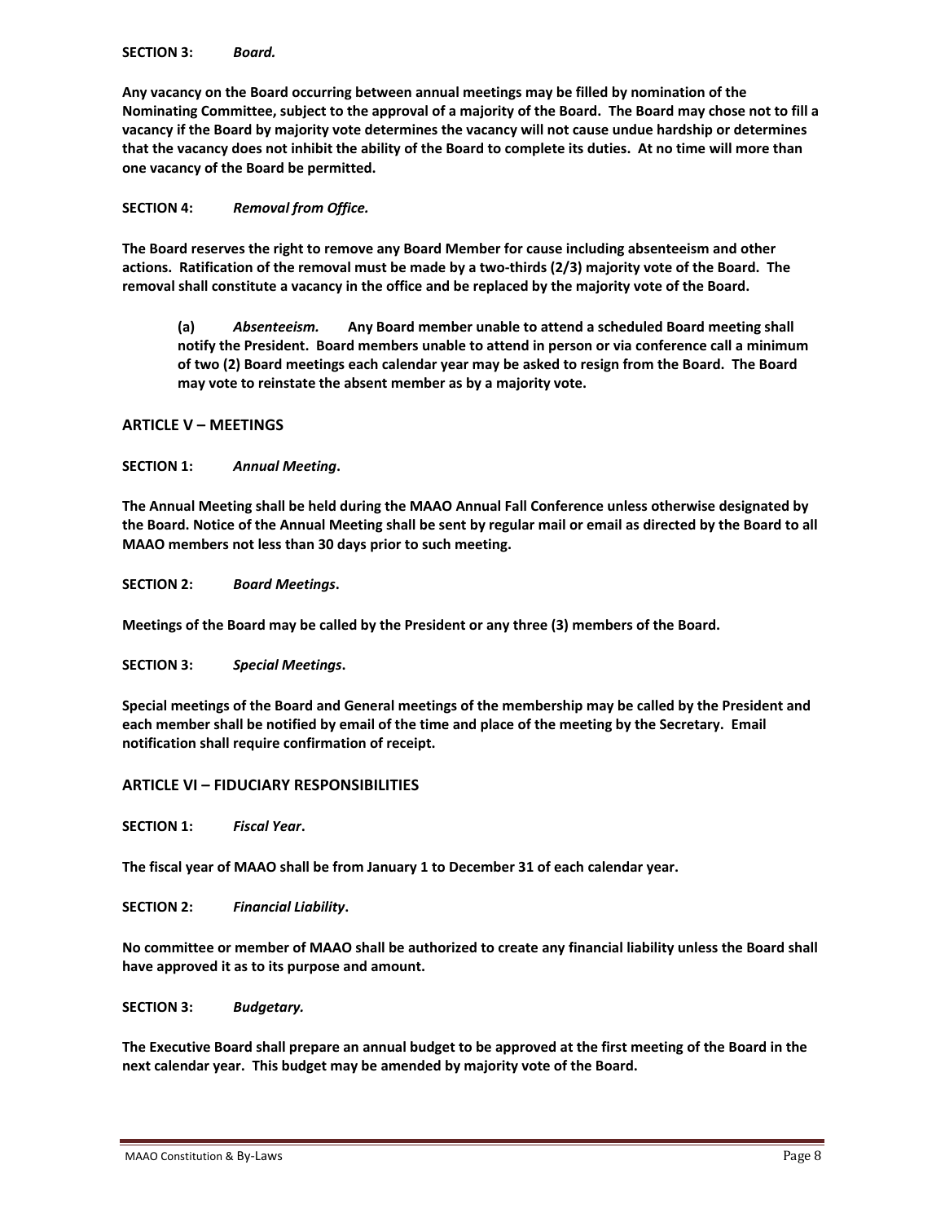**SECTION 3:** ***Board.***

**Any vacancy on the Board occurring between annual meetings may be filled by nomination of the Nominating Committee, subject to the approval of a majority of the Board. The Board may chose not to fill a vacancy if the Board by majority vote determines the vacancy will not cause undue hardship or determines that the vacancy does not inhibit the ability of the Board to complete its duties. At no time will more than one vacancy of the Board be permitted.**

**SECTION 4:** ***Removal from Office.***

**The Board reserves the right to remove any Board Member for cause including absenteeism and other actions. Ratification of the removal must be made by a two-thirds (2/3) majority vote of the Board. The removal shall constitute a vacancy in the office and be replaced by the majority vote of the Board.**

> **(a)** ***Absenteeism.*** **Any Board member unable to attend a scheduled Board meeting shall notify the President. Board members unable to attend in person or via conference call a minimum of two (2) Board meetings each calendar year may be asked to resign from the Board. The Board may vote to reinstate the absent member as by a majority vote.**

## ARTICLE V – MEETINGS

**SECTION 1:** ***Annual Meeting*.**

**The Annual Meeting shall be held during the MAAO Annual Fall Conference unless otherwise designated by the Board. Notice of the Annual Meeting shall be sent by regular mail or email as directed by the Board to all MAAO members not less than 30 days prior to such meeting.**

**SECTION 2:** ***Board Meetings*.**

**Meetings of the Board may be called by the President or any three (3) members of the Board.**

**SECTION 3:** ***Special Meetings*.**

**Special meetings of the Board and General meetings of the membership may be called by the President and each member shall be notified by email of the time and place of the meeting by the Secretary. Email notification shall require confirmation of receipt.**

## ARTICLE VI – FIDUCIARY RESPONSIBILITIES

**SECTION 1:** ***Fiscal Year*.**

**The fiscal year of MAAO shall be from January 1 to December 31 of each calendar year.**

**SECTION 2:** ***Financial Liability*.**

**No committee or member of MAAO shall be authorized to create any financial liability unless the Board shall have approved it as to its purpose and amount.**

**SECTION 3:** ***Budgetary.***

**The Executive Board shall prepare an annual budget to be approved at the first meeting of the Board in the next calendar year. This budget may be amended by majority vote of the Board.**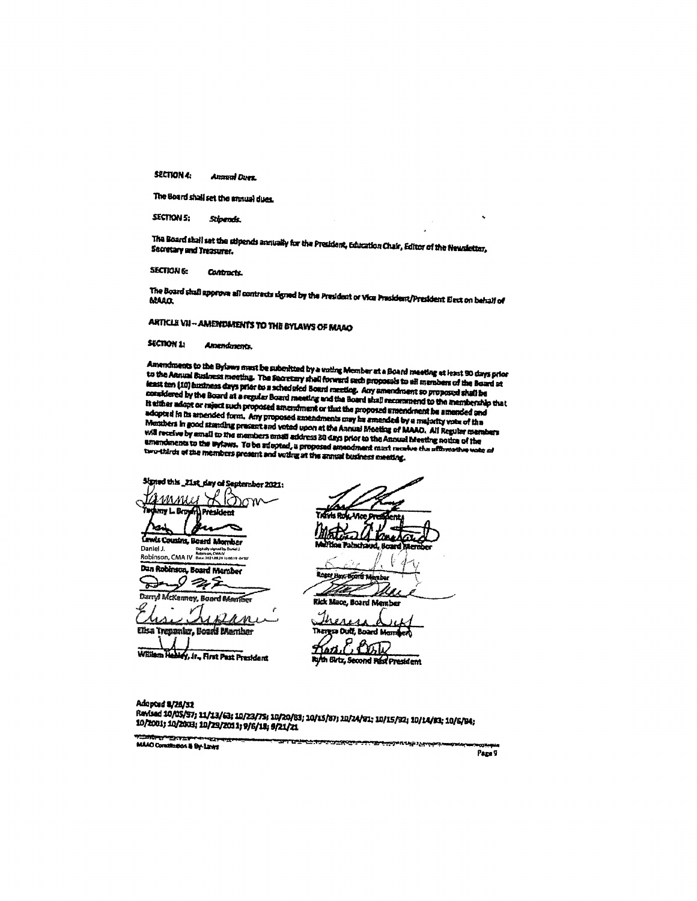**SECTION 4:** *Annual Dues.*

The Board shall set the annual dues.

**SECTION 5:** *Stipends.*

The Board shall set the stipends annually for the President, Education Chair, Editor of the Newsletter, Secretary and Treasurer.

**SECTION 6:** *Contracts.*

The Board shall approve all contracts signed by the President or Vice President/President Elect on behalf of MAAO.

## ARTICLE VII – AMENDMENTS TO THE BYLAWS OF MAAO

**SECTION 1:** *Amendments.*

Amendments to the Bylaws must be submitted by a voting Member at a Board meeting at least 90 days prior to the Annual Business meeting. The Secretary shall forward such proposals to all members of the Board at least ten (10) business days prior to a scheduled Board meeting. Any amendment so proposed shall be considered by the Board at a regular Board meeting and the Board shall recommend to the membership that it either adopt or reject such proposed amendment or that the proposed amendment be amended and adopted in its amended form. Any proposed amendments may be amended by a majority vote of the Members in good standing present and voted upon at the Annual Meeting of MAAO. All Regular members will receive by email to the members email address 30 days prior to the Annual Meeting notice of the amendments to the Bylaws. To be adopted, a proposed amendment must receive the affirmative vote of two-thirds of the members present and voting at the annual business meeting.

Signed this \_21st\_ day of September 2021:

Tammy L. Brown, President

Travis Roy, Vice President

Lewis Cousins, Board Member

Martina Painchaud, Board Member

Daniel J. Robinson, CMA IV (Digitally signed by Daniel J. Robinson, CMA IV)

Dan Robinson, Board Member

Roger Hay, Board Member

Darryl McKenney, Board Member

Rick Mace, Board Member

Elisa Trepanier, Board Member

Theresa Duff, Board Member

William Hadley, Jr., First Past President

Ruth Birtz, Second Past President

Adopted 8/28/32
Revised 10/05/57; 11/13/63; 10/23/75; 10/20/83; 10/15/87; 10/24/91; 10/15/92; 10/14/93; 10/6/94; 10/2001; 10/2003; 10/29/2011; 9/6/18; 9/21/21

MAAO Constitution & By-Laws